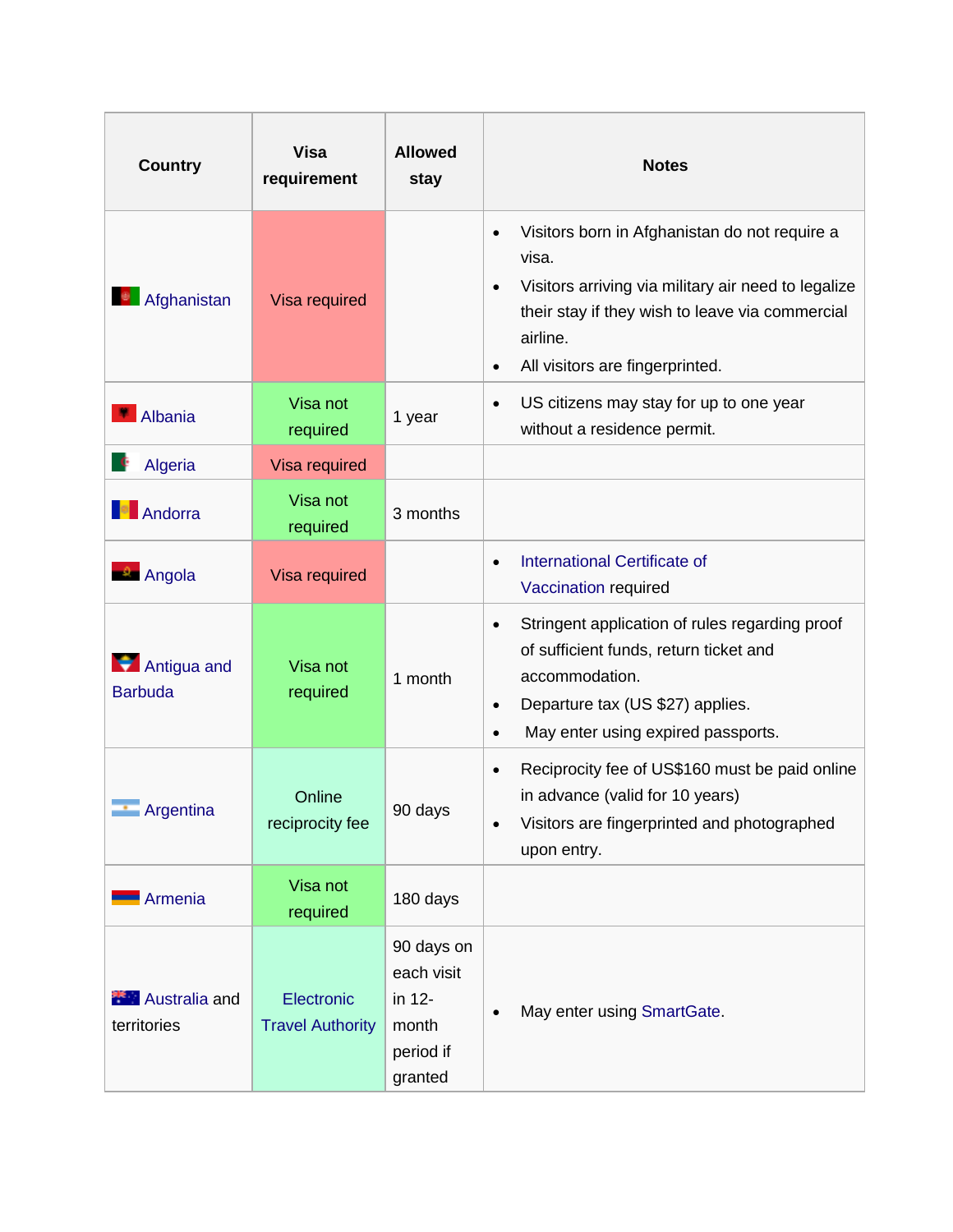| Country | Visa requirement | Allowed stay | Notes |
| --- | --- | --- | --- |
| Afghanistan | Visa required | | • Visitors born in Afghanistan do not require a visa.<br>• Visitors arriving via military air need to legalize their stay if they wish to leave via commercial airline.<br>• All visitors are fingerprinted. |
| Albania | Visa not required | 1 year | • US citizens may stay for up to one year without a residence permit. |
| Algeria | Visa required | | |
| Andorra | Visa not required | 3 months | |
| Angola | Visa required | | • International Certificate of Vaccination required |
| Antigua and Barbuda | Visa not required | 1 month | • Stringent application of rules regarding proof of sufficient funds, return ticket and accommodation.<br>• Departure tax (US $27) applies.<br>• May enter using expired passports. |
| Argentina | Online reciprocity fee | 90 days | • Reciprocity fee of US$160 must be paid online in advance (valid for 10 years)<br>• Visitors are fingerprinted and photographed upon entry. |
| Armenia | Visa not required | 180 days | |
| Australia and territories | Electronic Travel Authority | 90 days on each visit in 12-month period if granted | • May enter using SmartGate. |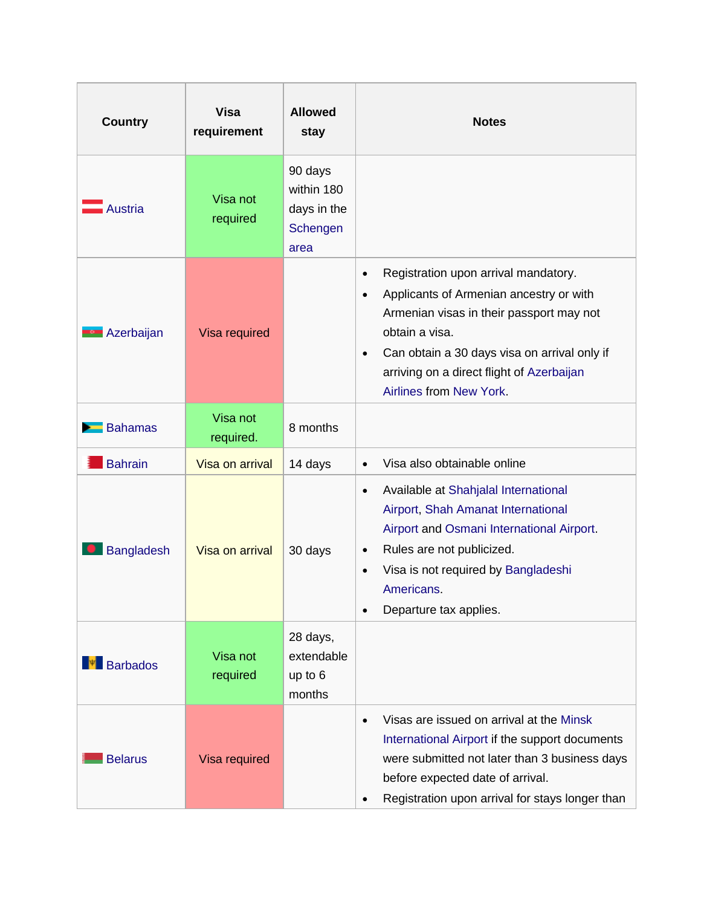| Country | Visa requirement | Allowed stay | Notes |
|---|---|---|---|
| Austria | Visa not required | 90 days within 180 days in the Schengen area | |
| Azerbaijan | Visa required | | • Registration upon arrival mandatory.<br>• Applicants of Armenian ancestry or with Armenian visas in their passport may not obtain a visa.<br>• Can obtain a 30 days visa on arrival only if arriving on a direct flight of Azerbaijan Airlines from New York. |
| Bahamas | Visa not required. | 8 months | |
| Bahrain | Visa on arrival | 14 days | • Visa also obtainable online |
| Bangladesh | Visa on arrival | 30 days | • Available at Shahjalal International Airport, Shah Amanat International Airport and Osmani International Airport.<br>• Rules are not publicized.<br>• Visa is not required by Bangladeshi Americans.<br>• Departure tax applies. |
| Barbados | Visa not required | 28 days, extendable up to 6 months | |
| Belarus | Visa required | | • Visas are issued on arrival at the Minsk International Airport if the support documents were submitted not later than 3 business days before expected date of arrival.<br>• Registration upon arrival for stays longer than |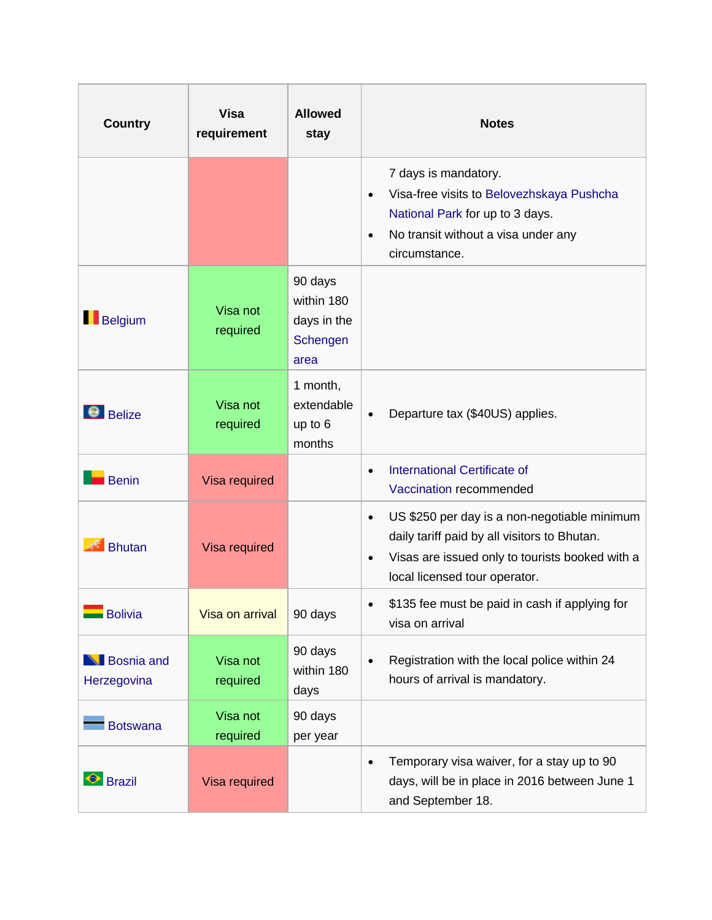| Country | Visa requirement | Allowed stay | Notes |
|---|---|---|---|
| | | | 7 days is mandatory.<br>• Visa-free visits to Belovezhskaya Pushcha National Park for up to 3 days.<br>• No transit without a visa under any circumstance. |
| Belgium | Visa not required | 90 days within 180 days in the Schengen area | |
| Belize | Visa not required | 1 month, extendable up to 6 months | • Departure tax ($40US) applies. |
| Benin | Visa required | | • International Certificate of Vaccination recommended |
| Bhutan | Visa required | | • US $250 per day is a non-negotiable minimum daily tariff paid by all visitors to Bhutan.<br>• Visas are issued only to tourists booked with a local licensed tour operator. |
| Bolivia | Visa on arrival | 90 days | • $135 fee must be paid in cash if applying for visa on arrival |
| Bosnia and Herzegovina | Visa not required | 90 days within 180 days | • Registration with the local police within 24 hours of arrival is mandatory. |
| Botswana | Visa not required | 90 days per year | |
| Brazil | Visa required | | • Temporary visa waiver, for a stay up to 90 days, will be in place in 2016 between June 1 and September 18. |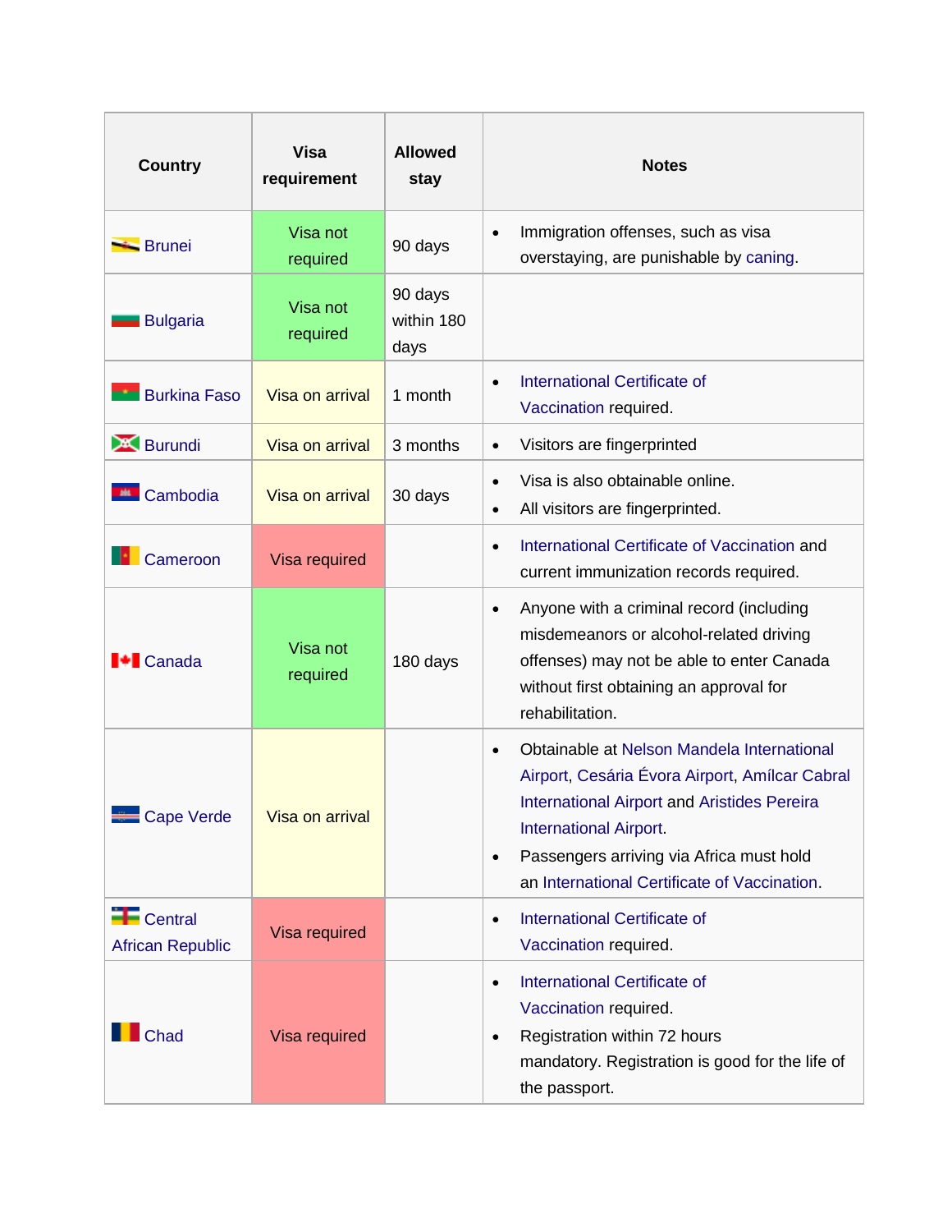| Country | Visa requirement | Allowed stay | Notes |
|---|---|---|---|
| Brunei | Visa not required | 90 days | • Immigration offenses, such as visa overstaying, are punishable by caning. |
| Bulgaria | Visa not required | 90 days within 180 days | |
| Burkina Faso | Visa on arrival | 1 month | • International Certificate of Vaccination required. |
| Burundi | Visa on arrival | 3 months | • Visitors are fingerprinted |
| Cambodia | Visa on arrival | 30 days | • Visa is also obtainable online.<br>• All visitors are fingerprinted. |
| Cameroon | Visa required | | • International Certificate of Vaccination and current immunization records required. |
| Canada | Visa not required | 180 days | • Anyone with a criminal record (including misdemeanors or alcohol-related driving offenses) may not be able to enter Canada without first obtaining an approval for rehabilitation. |
| Cape Verde | Visa on arrival | | • Obtainable at Nelson Mandela International Airport, Cesária Évora Airport, Amílcar Cabral International Airport and Aristides Pereira International Airport.<br>• Passengers arriving via Africa must hold an International Certificate of Vaccination. |
| Central African Republic | Visa required | | • International Certificate of Vaccination required. |
| Chad | Visa required | | • International Certificate of Vaccination required.<br>• Registration within 72 hours mandatory. Registration is good for the life of the passport. |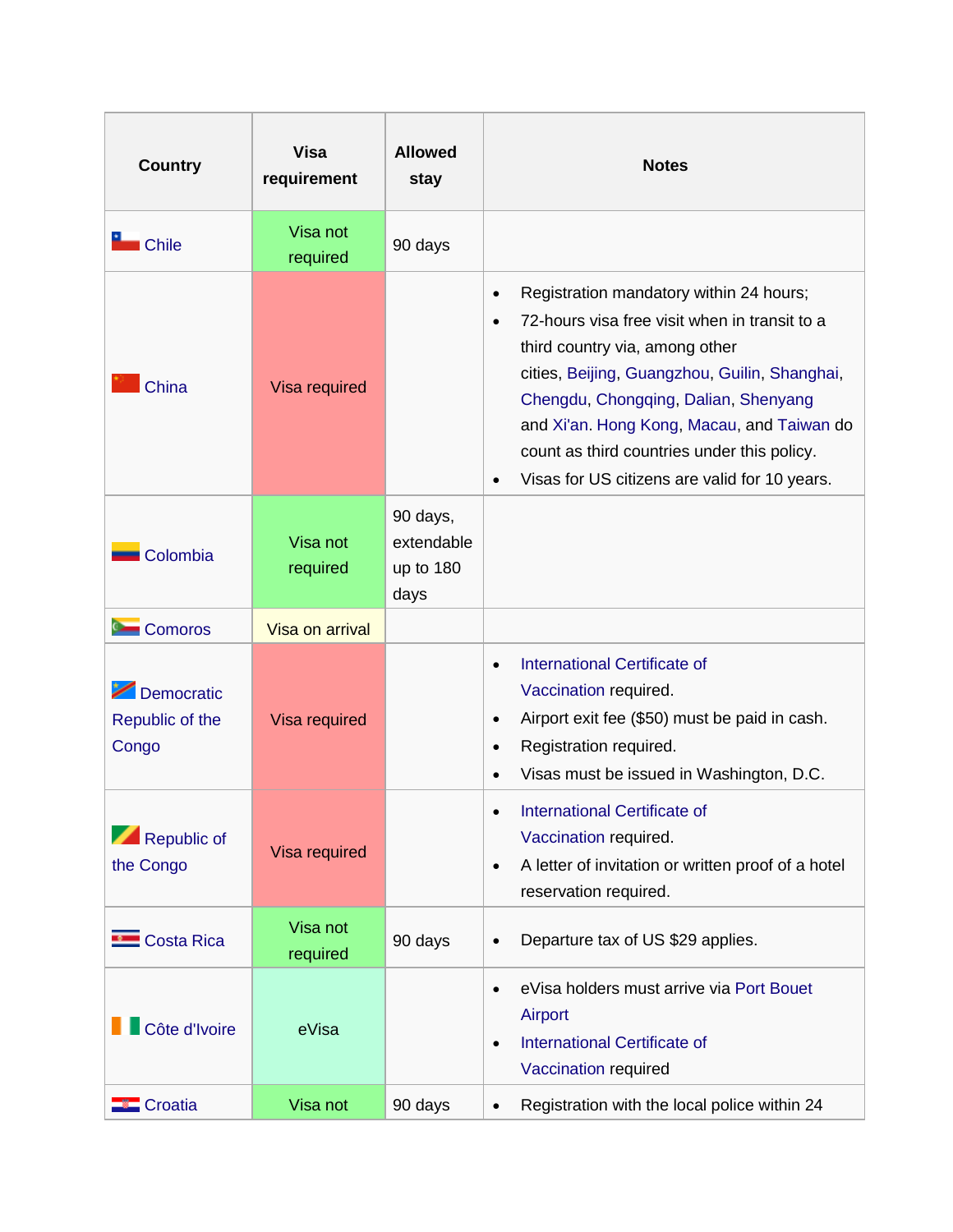| Country | Visa requirement | Allowed stay | Notes |
| --- | --- | --- | --- |
| Chile | Visa not required | 90 days | |
| China | Visa required | | • Registration mandatory within 24 hours;<br>• 72-hours visa free visit when in transit to a third country via, among other cities, Beijing, Guangzhou, Guilin, Shanghai, Chengdu, Chongqing, Dalian, Shenyang and Xi'an. Hong Kong, Macau, and Taiwan do count as third countries under this policy.<br>• Visas for US citizens are valid for 10 years. |
| Colombia | Visa not required | 90 days, extendable up to 180 days | |
| Comoros | Visa on arrival | | |
| Democratic Republic of the Congo | Visa required | | • International Certificate of Vaccination required.<br>• Airport exit fee ($50) must be paid in cash.<br>• Registration required.<br>• Visas must be issued in Washington, D.C. |
| Republic of the Congo | Visa required | | • International Certificate of Vaccination required.<br>• A letter of invitation or written proof of a hotel reservation required. |
| Costa Rica | Visa not required | 90 days | • Departure tax of US $29 applies. |
| Côte d'Ivoire | eVisa | | • eVisa holders must arrive via Port Bouet Airport<br>• International Certificate of Vaccination required |
| Croatia | Visa not | 90 days | • Registration with the local police within 24 |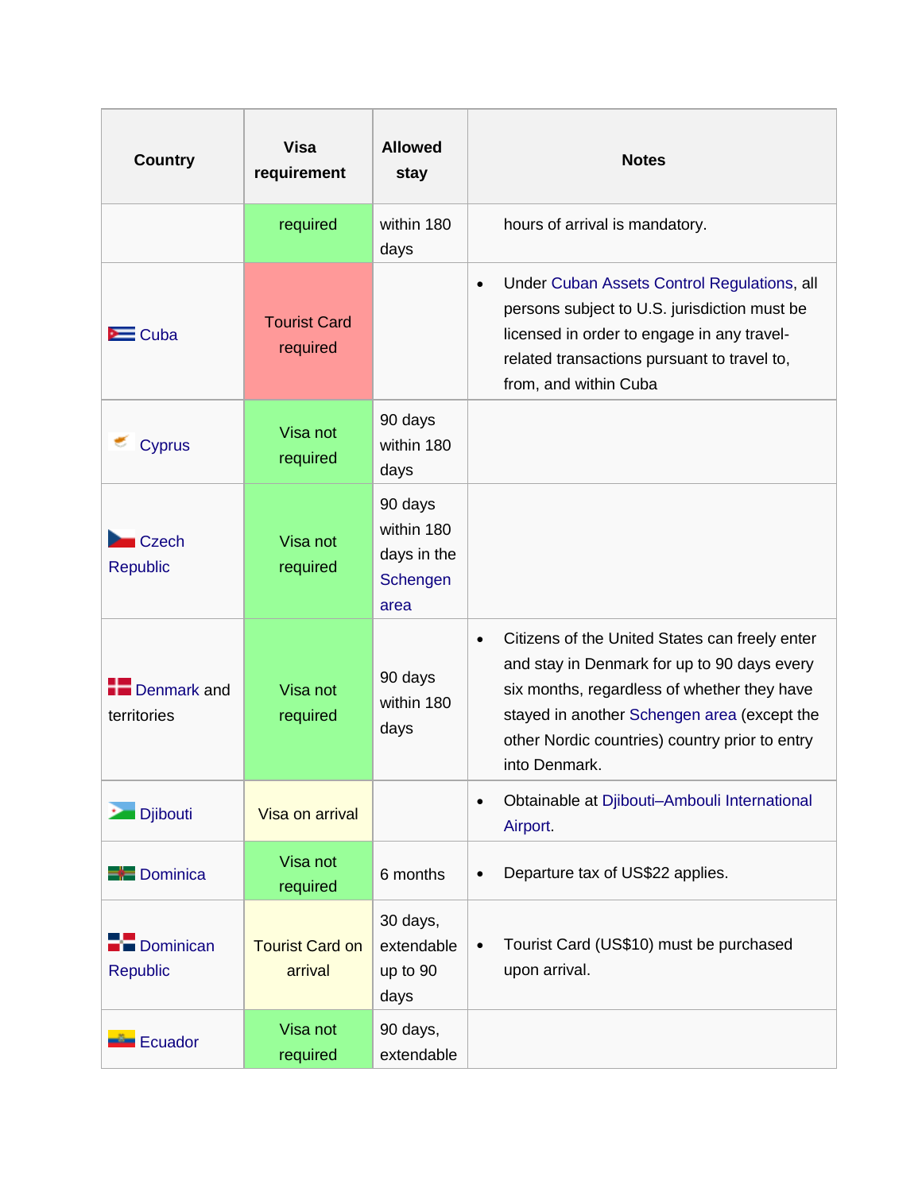| Country | Visa requirement | Allowed stay | Notes |
|---|---|---|---|
| | required | within 180 days | hours of arrival is mandatory. |
| Cuba | Tourist Card required | | • Under Cuban Assets Control Regulations, all persons subject to U.S. jurisdiction must be licensed in order to engage in any travel-related transactions pursuant to travel to, from, and within Cuba |
| Cyprus | Visa not required | 90 days within 180 days | |
| Czech Republic | Visa not required | 90 days within 180 days in the Schengen area | |
| Denmark and territories | Visa not required | 90 days within 180 days | • Citizens of the United States can freely enter and stay in Denmark for up to 90 days every six months, regardless of whether they have stayed in another Schengen area (except the other Nordic countries) country prior to entry into Denmark. |
| Djibouti | Visa on arrival | | • Obtainable at Djibouti–Ambouli International Airport. |
| Dominica | Visa not required | 6 months | • Departure tax of US$22 applies. |
| Dominican Republic | Tourist Card on arrival | 30 days, extendable up to 90 days | • Tourist Card (US$10) must be purchased upon arrival. |
| Ecuador | Visa not required | 90 days, extendable | |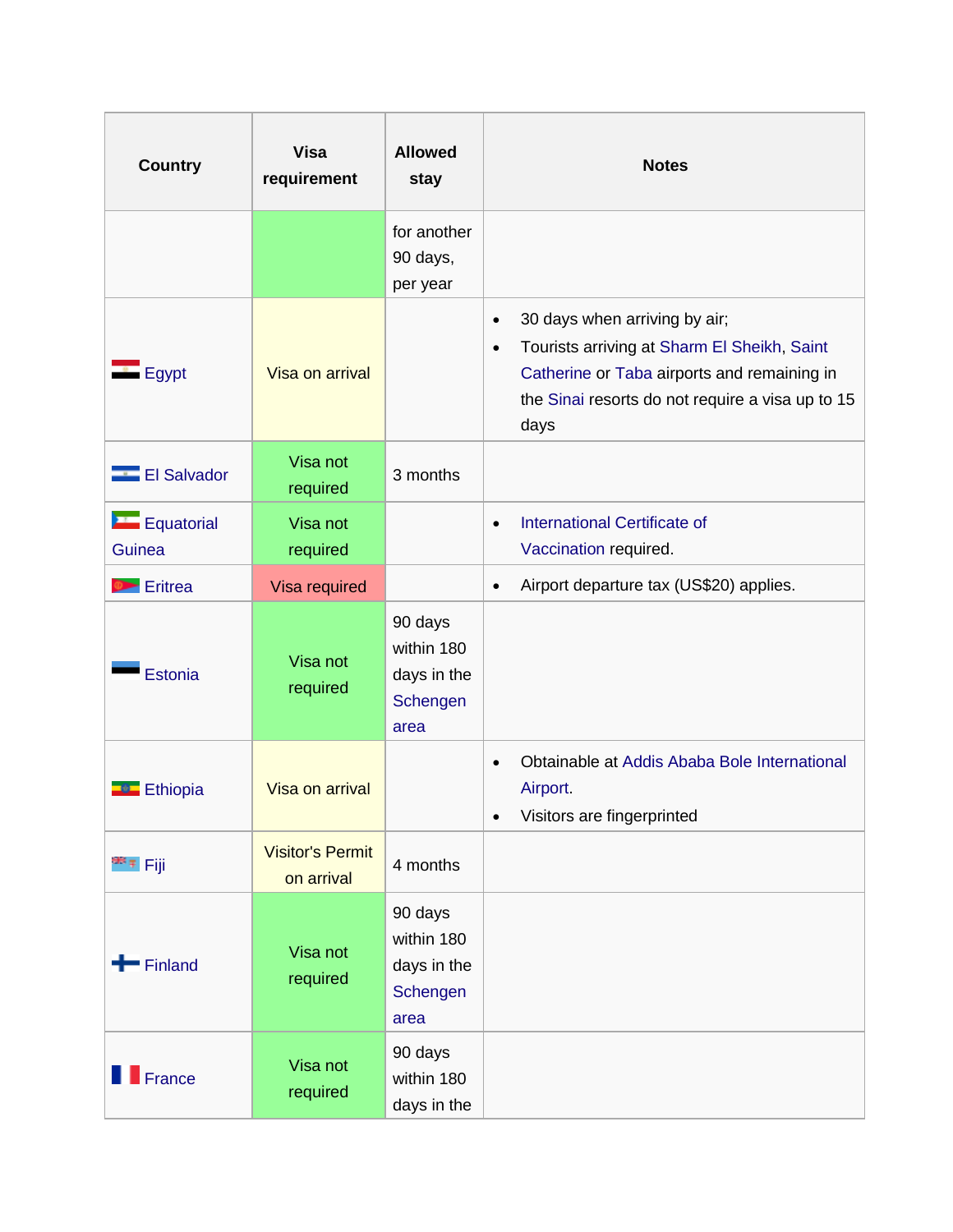| Country | Visa requirement | Allowed stay | Notes |
|---|---|---|---|
| | | for another 90 days, per year | |
| Egypt | Visa on arrival | | • 30 days when arriving by air;<br>• Tourists arriving at Sharm El Sheikh, Saint Catherine or Taba airports and remaining in the Sinai resorts do not require a visa up to 15 days |
| El Salvador | Visa not required | 3 months | |
| Equatorial Guinea | Visa not required | | • International Certificate of Vaccination required. |
| Eritrea | Visa required | | • Airport departure tax (US$20) applies. |
| Estonia | Visa not required | 90 days within 180 days in the Schengen area | |
| Ethiopia | Visa on arrival | | • Obtainable at Addis Ababa Bole International Airport.<br>• Visitors are fingerprinted |
| Fiji | Visitor's Permit on arrival | 4 months | |
| Finland | Visa not required | 90 days within 180 days in the Schengen area | |
| France | Visa not required | 90 days within 180 days in the | |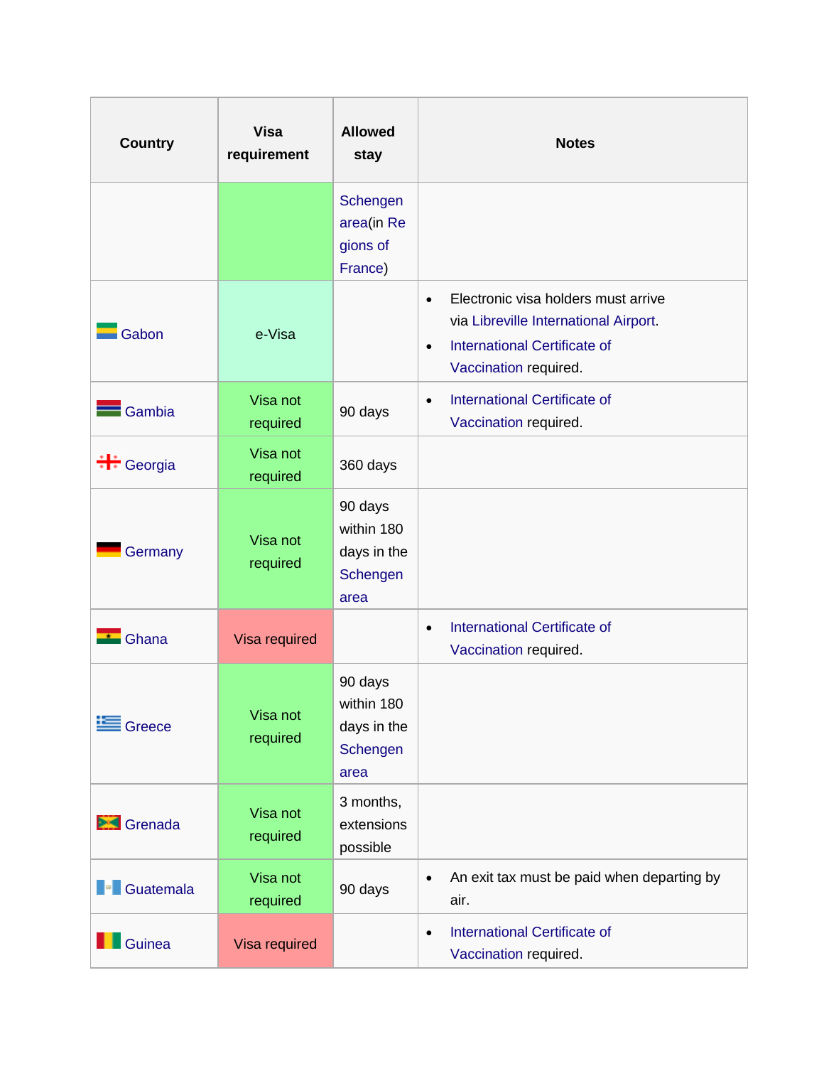| Country | Visa requirement | Allowed stay | Notes |
|---|---|---|---|
| | | Schengen area(in Regions of France) | |
| Gabon | e-Visa | | • Electronic visa holders must arrive via Libreville International Airport.<br>• International Certificate of Vaccination required. |
| Gambia | Visa not required | 90 days | • International Certificate of Vaccination required. |
| Georgia | Visa not required | 360 days | |
| Germany | Visa not required | 90 days within 180 days in the Schengen area | |
| Ghana | Visa required | | • International Certificate of Vaccination required. |
| Greece | Visa not required | 90 days within 180 days in the Schengen area | |
| Grenada | Visa not required | 3 months, extensions possible | |
| Guatemala | Visa not required | 90 days | • An exit tax must be paid when departing by air. |
| Guinea | Visa required | | • International Certificate of Vaccination required. |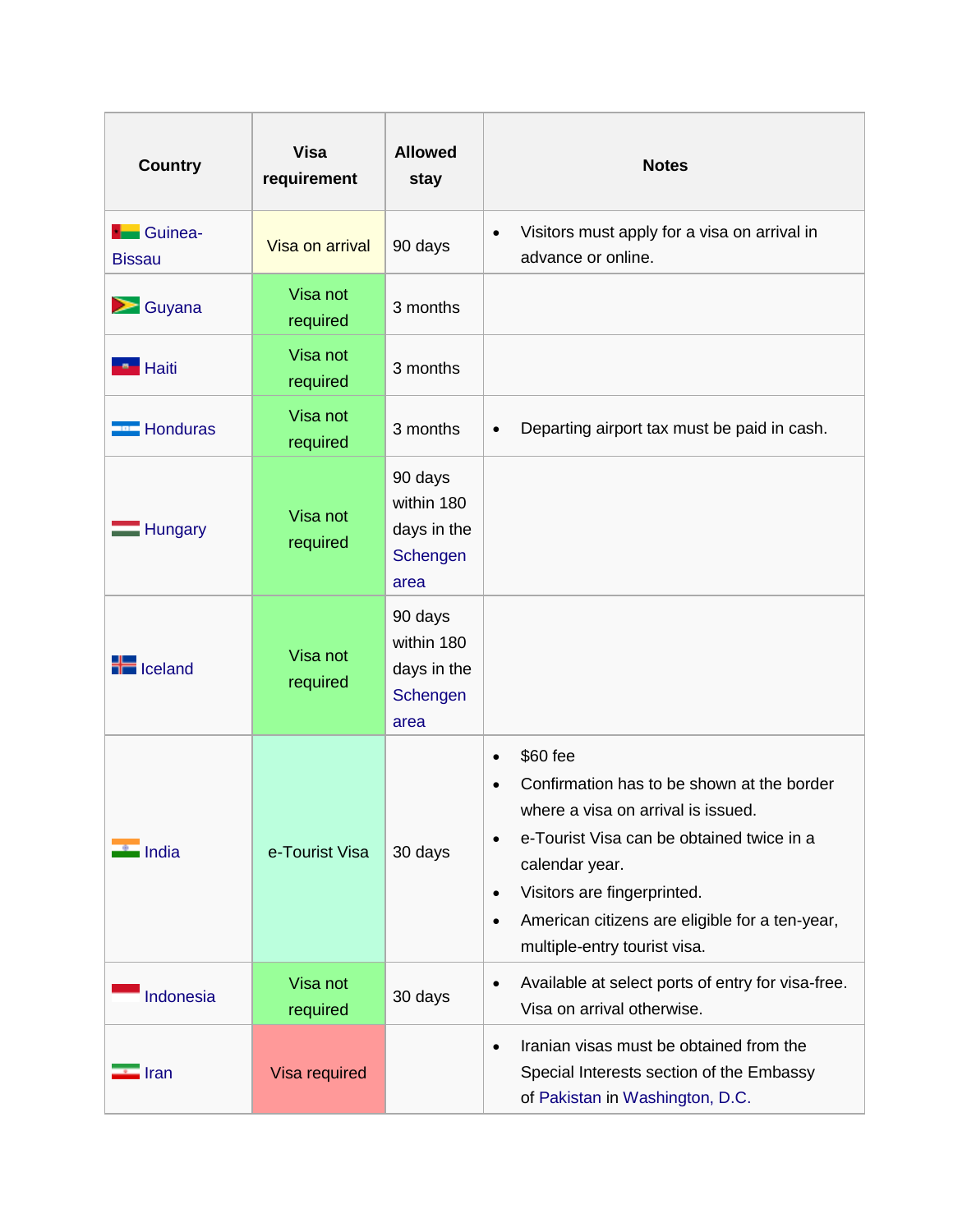| Country | Visa requirement | Allowed stay | Notes |
|---|---|---|---|
| Guinea-Bissau | Visa on arrival | 90 days | • Visitors must apply for a visa on arrival in advance or online. |
| Guyana | Visa not required | 3 months | |
| Haiti | Visa not required | 3 months | |
| Honduras | Visa not required | 3 months | • Departing airport tax must be paid in cash. |
| Hungary | Visa not required | 90 days within 180 days in the Schengen area | |
| Iceland | Visa not required | 90 days within 180 days in the Schengen area | |
| India | e-Tourist Visa | 30 days | • $60 fee<br>• Confirmation has to be shown at the border where a visa on arrival is issued.<br>• e-Tourist Visa can be obtained twice in a calendar year.<br>• Visitors are fingerprinted.<br>• American citizens are eligible for a ten-year, multiple-entry tourist visa. |
| Indonesia | Visa not required | 30 days | • Available at select ports of entry for visa-free. Visa on arrival otherwise. |
| Iran | Visa required | | • Iranian visas must be obtained from the Special Interests section of the Embassy of Pakistan in Washington, D.C. |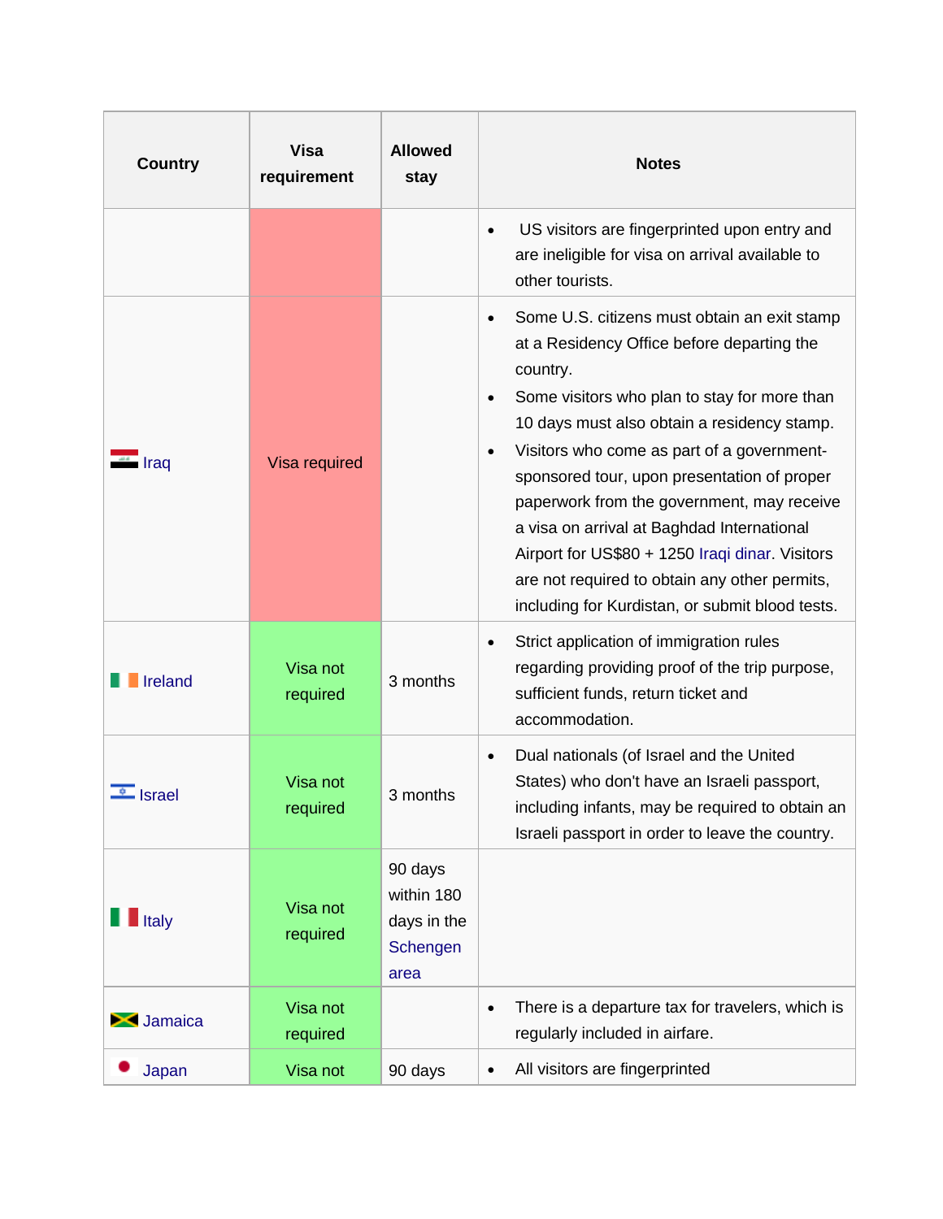| Country | Visa requirement | Allowed stay | Notes |
|---|---|---|---|
| | | | • US visitors are fingerprinted upon entry and are ineligible for visa on arrival available to other tourists. |
| Iraq | Visa required | | • Some U.S. citizens must obtain an exit stamp at a Residency Office before departing the country. • Some visitors who plan to stay for more than 10 days must also obtain a residency stamp. • Visitors who come as part of a government-sponsored tour, upon presentation of proper paperwork from the government, may receive a visa on arrival at Baghdad International Airport for US$80 + 1250 Iraqi dinar. Visitors are not required to obtain any other permits, including for Kurdistan, or submit blood tests. |
| Ireland | Visa not required | 3 months | • Strict application of immigration rules regarding providing proof of the trip purpose, sufficient funds, return ticket and accommodation. |
| Israel | Visa not required | 3 months | • Dual nationals (of Israel and the United States) who don't have an Israeli passport, including infants, may be required to obtain an Israeli passport in order to leave the country. |
| Italy | Visa not required | 90 days within 180 days in the Schengen area | |
| Jamaica | Visa not required | | • There is a departure tax for travelers, which is regularly included in airfare. |
| Japan | Visa not | 90 days | • All visitors are fingerprinted |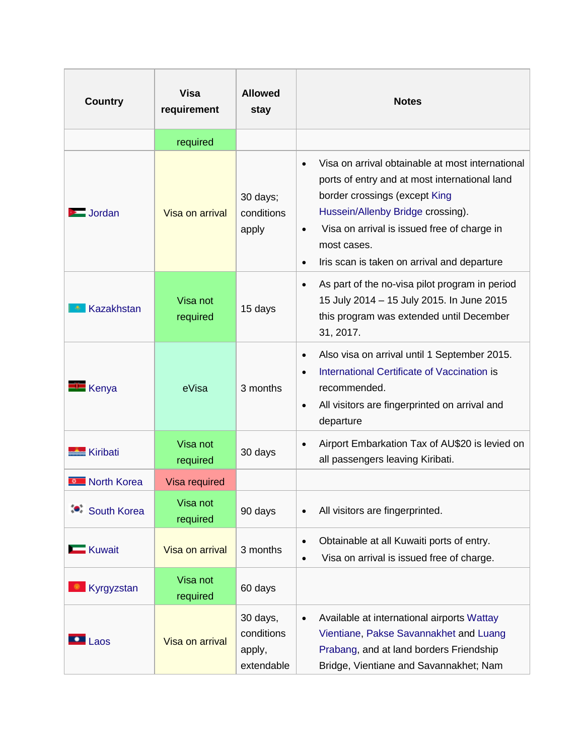| Country | Visa requirement | Allowed stay | Notes |
|---|---|---|---|
| | required | | |
| Jordan | Visa on arrival | 30 days; conditions apply | • Visa on arrival obtainable at most international ports of entry and at most international land border crossings (except King Hussein/Allenby Bridge crossing).<br>• Visa on arrival is issued free of charge in most cases.<br>• Iris scan is taken on arrival and departure |
| Kazakhstan | Visa not required | 15 days | • As part of the no-visa pilot program in period 15 July 2014 – 15 July 2015. In June 2015 this program was extended until December 31, 2017. |
| Kenya | eVisa | 3 months | • Also visa on arrival until 1 September 2015.<br>• International Certificate of Vaccination is recommended.<br>• All visitors are fingerprinted on arrival and departure |
| Kiribati | Visa not required | 30 days | • Airport Embarkation Tax of AU$20 is levied on all passengers leaving Kiribati. |
| North Korea | Visa required | | |
| South Korea | Visa not required | 90 days | • All visitors are fingerprinted. |
| Kuwait | Visa on arrival | 3 months | • Obtainable at all Kuwaiti ports of entry.<br>• Visa on arrival is issued free of charge. |
| Kyrgyzstan | Visa not required | 60 days | |
| Laos | Visa on arrival | 30 days, conditions apply, extendable | • Available at international airports Wattay Vientiane, Pakse Savannakhet and Luang Prabang, and at land borders Friendship Bridge, Vientiane and Savannakhet; Nam |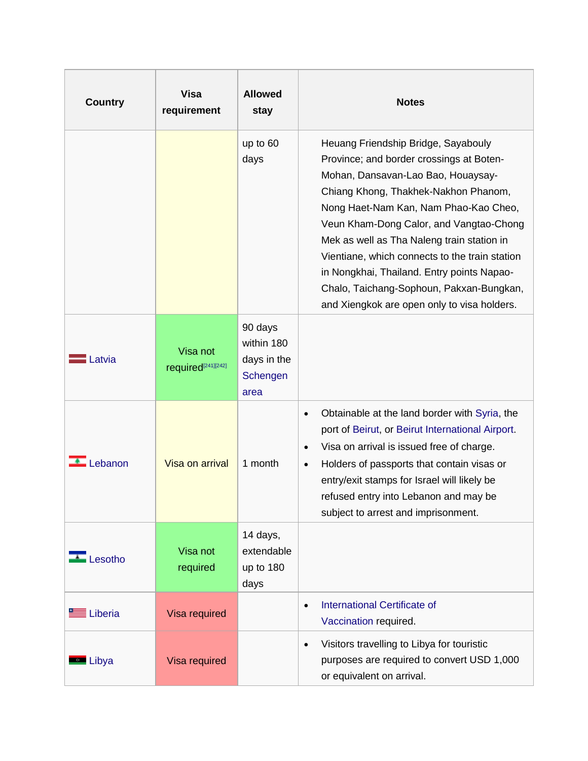| Country | Visa requirement | Allowed stay | Notes |
|---|---|---|---|
| | | up to 60 days | Heuang Friendship Bridge, Sayabouly Province; and border crossings at Boten-Mohan, Dansavan-Lao Bao, Houaysay-Chiang Khong, Thakhek-Nakhon Phanom, Nong Haet-Nam Kan, Nam Phao-Kao Cheo, Veun Kham-Dong Calor, and Vangtao-Chong Mek as well as Tha Naleng train station in Vientiane, which connects to the train station in Nongkhai, Thailand. Entry points Napao-Chalo, Taichang-Sophoun, Pakxan-Bungkan, and Xiengkok are open only to visa holders. |
| Latvia | Visa not required[241][242] | 90 days within 180 days in the Schengen area | |
| Lebanon | Visa on arrival | 1 month | • Obtainable at the land border with Syria, the port of Beirut, or Beirut International Airport.<br>• Visa on arrival is issued free of charge.<br>• Holders of passports that contain visas or entry/exit stamps for Israel will likely be refused entry into Lebanon and may be subject to arrest and imprisonment. |
| Lesotho | Visa not required | 14 days, extendable up to 180 days | |
| Liberia | Visa required | | • International Certificate of Vaccination required. |
| Libya | Visa required | | • Visitors travelling to Libya for touristic purposes are required to convert USD 1,000 or equivalent on arrival. |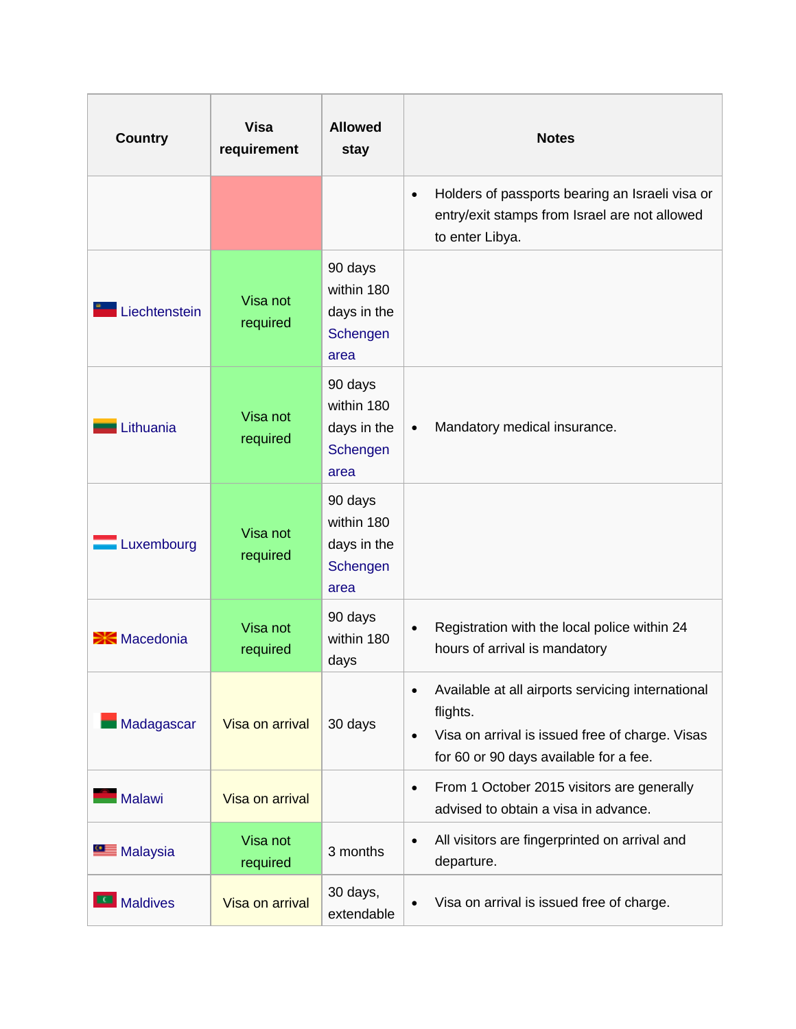| Country | Visa requirement | Allowed stay | Notes |
|---|---|---|---|
| | | | • Holders of passports bearing an Israeli visa or entry/exit stamps from Israel are not allowed to enter Libya. |
| Liechtenstein | Visa not required | 90 days within 180 days in the Schengen area | |
| Lithuania | Visa not required | 90 days within 180 days in the Schengen area | • Mandatory medical insurance. |
| Luxembourg | Visa not required | 90 days within 180 days in the Schengen area | |
| Macedonia | Visa not required | 90 days within 180 days | • Registration with the local police within 24 hours of arrival is mandatory |
| Madagascar | Visa on arrival | 30 days | • Available at all airports servicing international flights.<br>• Visa on arrival is issued free of charge. Visas for 60 or 90 days available for a fee. |
| Malawi | Visa on arrival | | • From 1 October 2015 visitors are generally advised to obtain a visa in advance. |
| Malaysia | Visa not required | 3 months | • All visitors are fingerprinted on arrival and departure. |
| Maldives | Visa on arrival | 30 days, extendable | • Visa on arrival is issued free of charge. |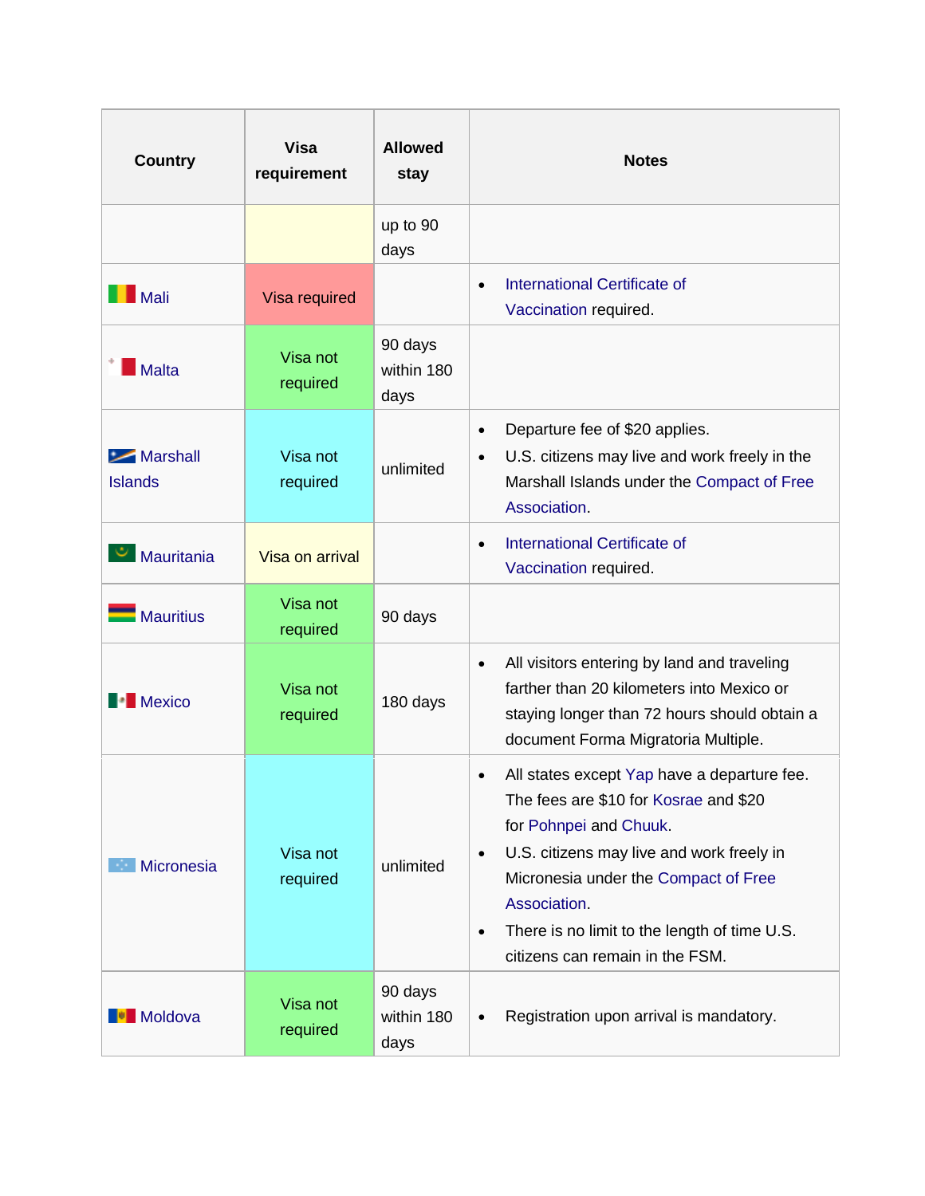| Country | Visa requirement | Allowed stay | Notes |
|---|---|---|---|
| | | up to 90 days | |
| Mali | Visa required | | • International Certificate of Vaccination required. |
| Malta | Visa not required | 90 days within 180 days | |
| Marshall Islands | Visa not required | unlimited | • Departure fee of $20 applies.<br>• U.S. citizens may live and work freely in the Marshall Islands under the Compact of Free Association. |
| Mauritania | Visa on arrival | | • International Certificate of Vaccination required. |
| Mauritius | Visa not required | 90 days | |
| Mexico | Visa not required | 180 days | • All visitors entering by land and traveling farther than 20 kilometers into Mexico or staying longer than 72 hours should obtain a document Forma Migratoria Multiple. |
| Micronesia | Visa not required | unlimited | • All states except Yap have a departure fee. The fees are $10 for Kosrae and $20 for Pohnpei and Chuuk.<br>• U.S. citizens may live and work freely in Micronesia under the Compact of Free Association.<br>• There is no limit to the length of time U.S. citizens can remain in the FSM. |
| Moldova | Visa not required | 90 days within 180 days | • Registration upon arrival is mandatory. |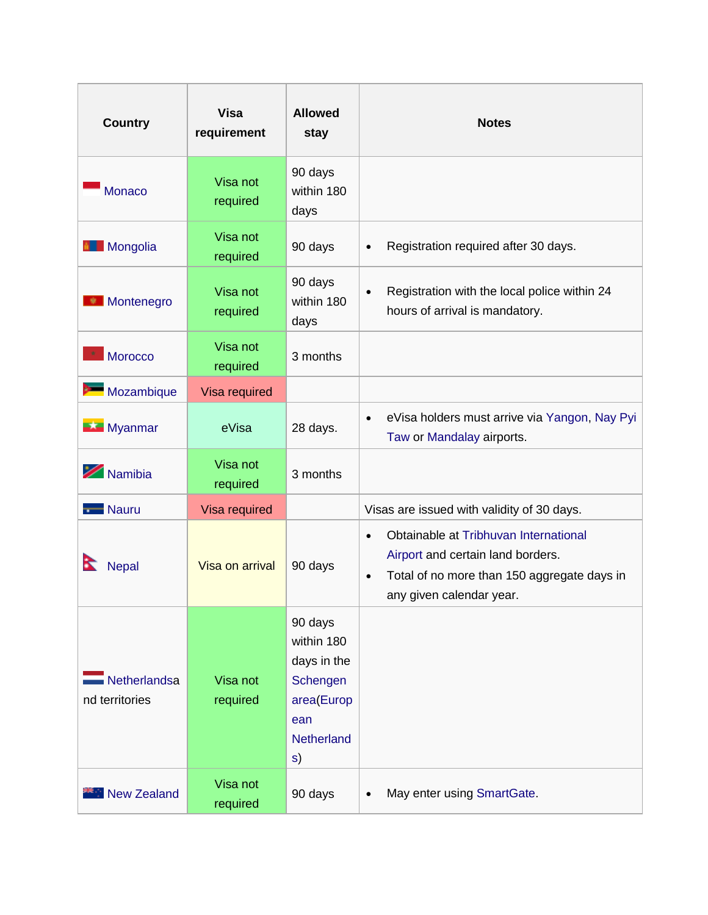| Country | Visa requirement | Allowed stay | Notes |
|---|---|---|---|
| Monaco | Visa not required | 90 days within 180 days | |
| Mongolia | Visa not required | 90 days | • Registration required after 30 days. |
| Montenegro | Visa not required | 90 days within 180 days | • Registration with the local police within 24 hours of arrival is mandatory. |
| Morocco | Visa not required | 3 months | |
| Mozambique | Visa required | | |
| Myanmar | eVisa | 28 days. | • eVisa holders must arrive via Yangon, Nay Pyi Taw or Mandalay airports. |
| Namibia | Visa not required | 3 months | |
| Nauru | Visa required | | Visas are issued with validity of 30 days. |
| Nepal | Visa on arrival | 90 days | • Obtainable at Tribhuvan International Airport and certain land borders.<br>• Total of no more than 150 aggregate days in any given calendar year. |
| Netherlandsand territories | Visa not required | 90 days within 180 days in the Schengen area(European Netherlands) | |
| New Zealand | Visa not required | 90 days | • May enter using SmartGate. |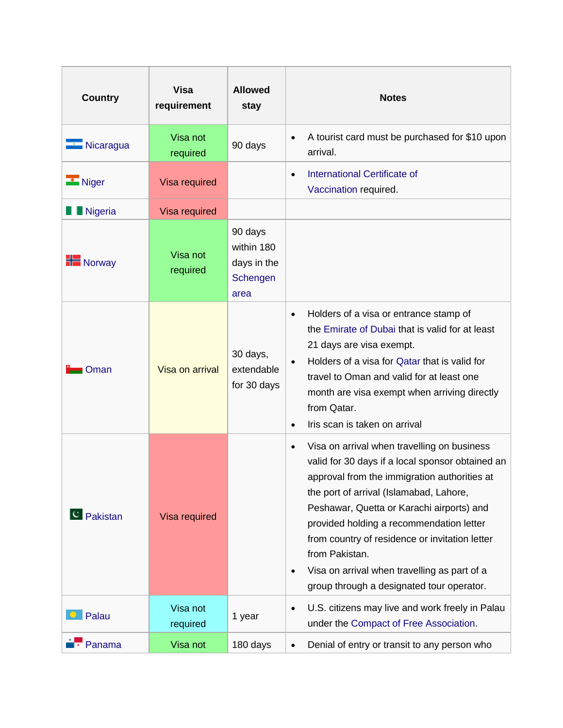| Country | Visa requirement | Allowed stay | Notes |
|---|---|---|---|
| Nicaragua | Visa not required | 90 days | • A tourist card must be purchased for $10 upon arrival. |
| Niger | Visa required | | • International Certificate of Vaccination required. |
| Nigeria | Visa required | | |
| Norway | Visa not required | 90 days within 180 days in the Schengen area | |
| Oman | Visa on arrival | 30 days, extendable for 30 days | • Holders of a visa or entrance stamp of the Emirate of Dubai that is valid for at least 21 days are visa exempt.<br>• Holders of a visa for Qatar that is valid for travel to Oman and valid for at least one month are visa exempt when arriving directly from Qatar.<br>• Iris scan is taken on arrival |
| Pakistan | Visa required | | • Visa on arrival when travelling on business valid for 30 days if a local sponsor obtained an approval from the immigration authorities at the port of arrival (Islamabad, Lahore, Peshawar, Quetta or Karachi airports) and provided holding a recommendation letter from country of residence or invitation letter from Pakistan.<br>• Visa on arrival when travelling as part of a group through a designated tour operator. |
| Palau | Visa not required | 1 year | • U.S. citizens may live and work freely in Palau under the Compact of Free Association. |
| Panama | Visa not | 180 days | • Denial of entry or transit to any person who |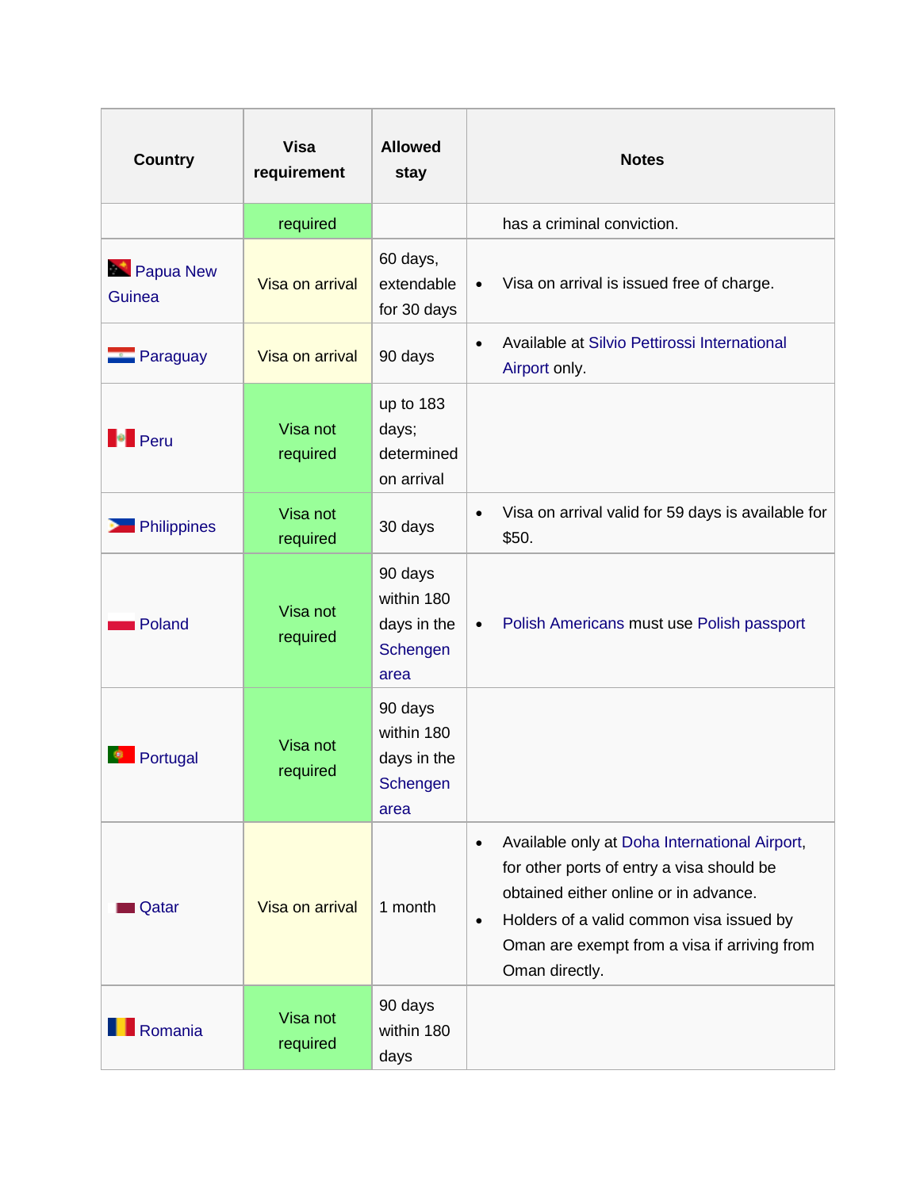| Country | Visa requirement | Allowed stay | Notes |
|---|---|---|---|
| | required | | has a criminal conviction. |
| Papua New Guinea | Visa on arrival | 60 days, extendable for 30 days | • Visa on arrival is issued free of charge. |
| Paraguay | Visa on arrival | 90 days | • Available at Silvio Pettirossi International Airport only. |
| Peru | Visa not required | up to 183 days; determined on arrival | |
| Philippines | Visa not required | 30 days | • Visa on arrival valid for 59 days is available for $50. |
| Poland | Visa not required | 90 days within 180 days in the Schengen area | • Polish Americans must use Polish passport |
| Portugal | Visa not required | 90 days within 180 days in the Schengen area | |
| Qatar | Visa on arrival | 1 month | • Available only at Doha International Airport, for other ports of entry a visa should be obtained either online or in advance. • Holders of a valid common visa issued by Oman are exempt from a visa if arriving from Oman directly. |
| Romania | Visa not required | 90 days within 180 days | |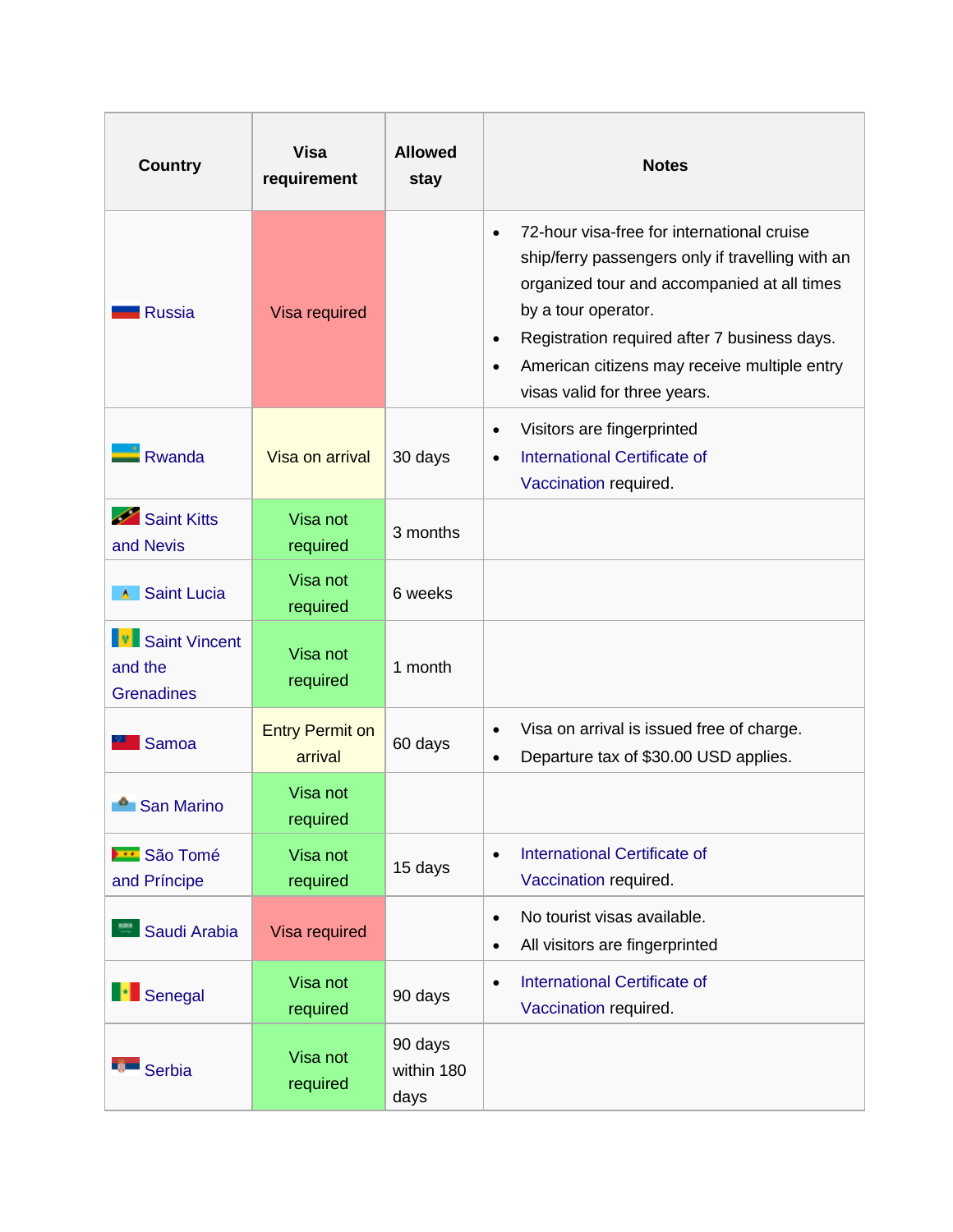| Country | Visa requirement | Allowed stay | Notes |
|---|---|---|---|
| Russia | Visa required | | • 72-hour visa-free for international cruise ship/ferry passengers only if travelling with an organized tour and accompanied at all times by a tour operator.<br>• Registration required after 7 business days.<br>• American citizens may receive multiple entry visas valid for three years. |
| Rwanda | Visa on arrival | 30 days | • Visitors are fingerprinted<br>• International Certificate of Vaccination required. |
| Saint Kitts and Nevis | Visa not required | 3 months | |
| Saint Lucia | Visa not required | 6 weeks | |
| Saint Vincent and the Grenadines | Visa not required | 1 month | |
| Samoa | Entry Permit on arrival | 60 days | • Visa on arrival is issued free of charge.<br>• Departure tax of $30.00 USD applies. |
| San Marino | Visa not required | | |
| São Tomé and Príncipe | Visa not required | 15 days | • International Certificate of Vaccination required. |
| Saudi Arabia | Visa required | | • No tourist visas available.<br>• All visitors are fingerprinted |
| Senegal | Visa not required | 90 days | • International Certificate of Vaccination required. |
| Serbia | Visa not required | 90 days within 180 days | |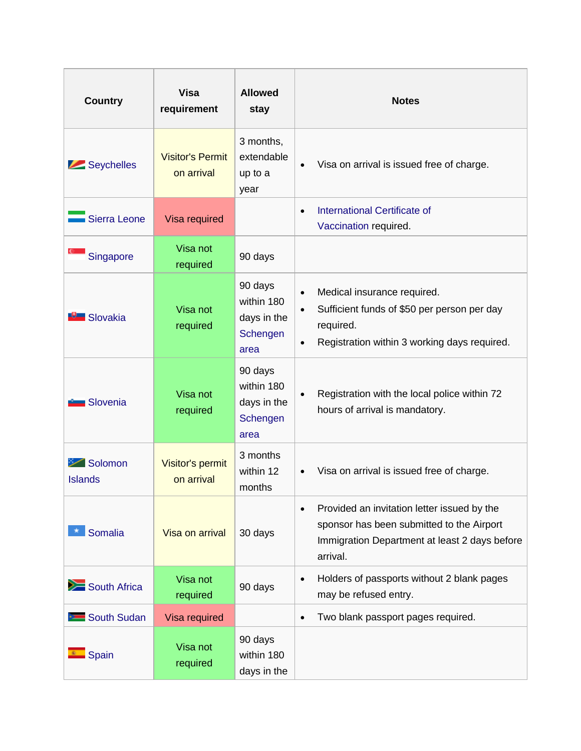| Country | Visa requirement | Allowed stay | Notes |
|---|---|---|---|
| Seychelles | Visitor's Permit on arrival | 3 months, extendable up to a year | • Visa on arrival is issued free of charge. |
| Sierra Leone | Visa required | | • International Certificate of Vaccination required. |
| Singapore | Visa not required | 90 days | |
| Slovakia | Visa not required | 90 days within 180 days in the Schengen area | • Medical insurance required.<br>• Sufficient funds of $50 per person per day required.<br>• Registration within 3 working days required. |
| Slovenia | Visa not required | 90 days within 180 days in the Schengen area | • Registration with the local police within 72 hours of arrival is mandatory. |
| Solomon Islands | Visitor's permit on arrival | 3 months within 12 months | • Visa on arrival is issued free of charge. |
| Somalia | Visa on arrival | 30 days | • Provided an invitation letter issued by the sponsor has been submitted to the Airport Immigration Department at least 2 days before arrival. |
| South Africa | Visa not required | 90 days | • Holders of passports without 2 blank pages may be refused entry. |
| South Sudan | Visa required | | • Two blank passport pages required. |
| Spain | Visa not required | 90 days within 180 days in the | |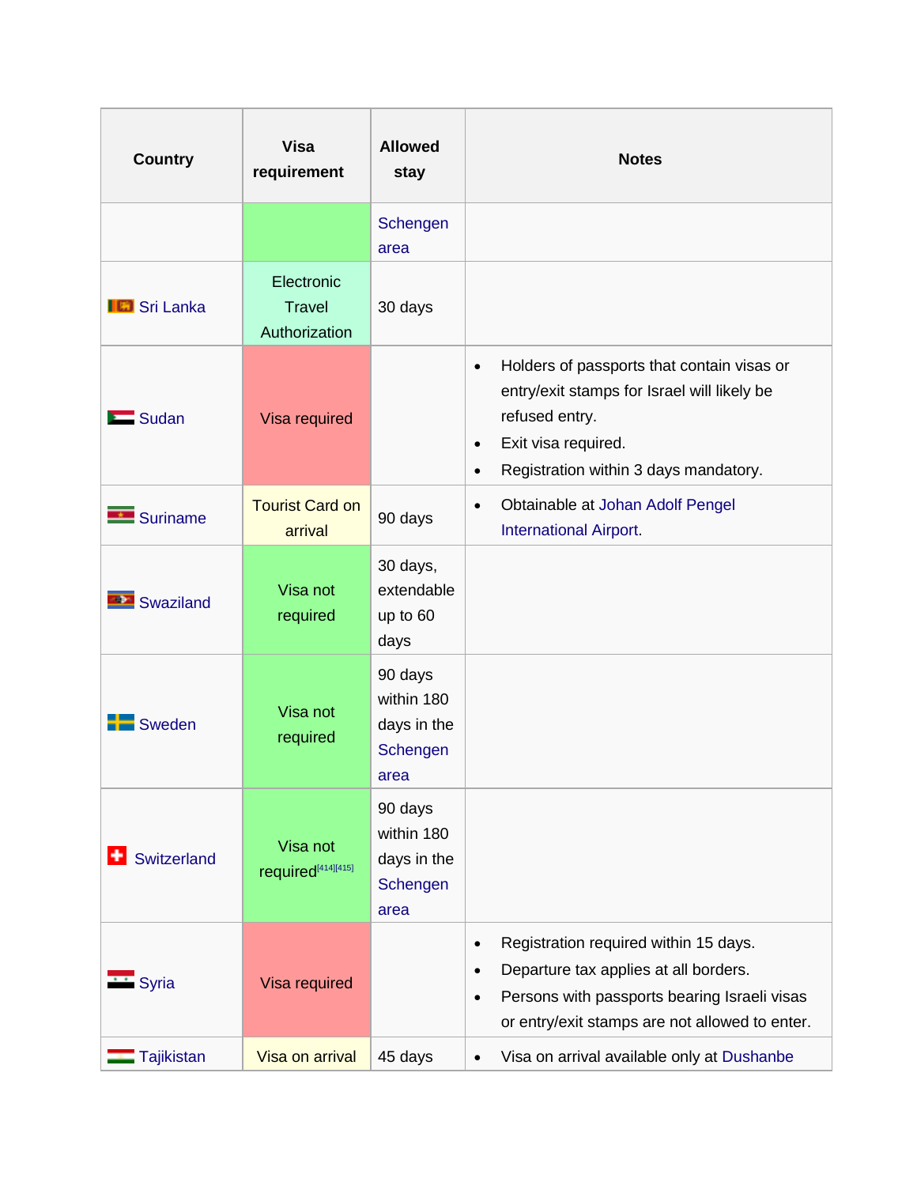| Country | Visa requirement | Allowed stay | Notes |
|---|---|---|---|
| | | Schengen area | |
| Sri Lanka | Electronic Travel Authorization | 30 days | |
| Sudan | Visa required | | • Holders of passports that contain visas or entry/exit stamps for Israel will likely be refused entry.<br>• Exit visa required.<br>• Registration within 3 days mandatory. |
| Suriname | Tourist Card on arrival | 90 days | • Obtainable at Johan Adolf Pengel International Airport. |
| Swaziland | Visa not required | 30 days, extendable up to 60 days | |
| Sweden | Visa not required | 90 days within 180 days in the Schengen area | |
| Switzerland | Visa not required[414][415] | 90 days within 180 days in the Schengen area | |
| Syria | Visa required | | • Registration required within 15 days.<br>• Departure tax applies at all borders.<br>• Persons with passports bearing Israeli visas or entry/exit stamps are not allowed to enter. |
| Tajikistan | Visa on arrival | 45 days | • Visa on arrival available only at Dushanbe |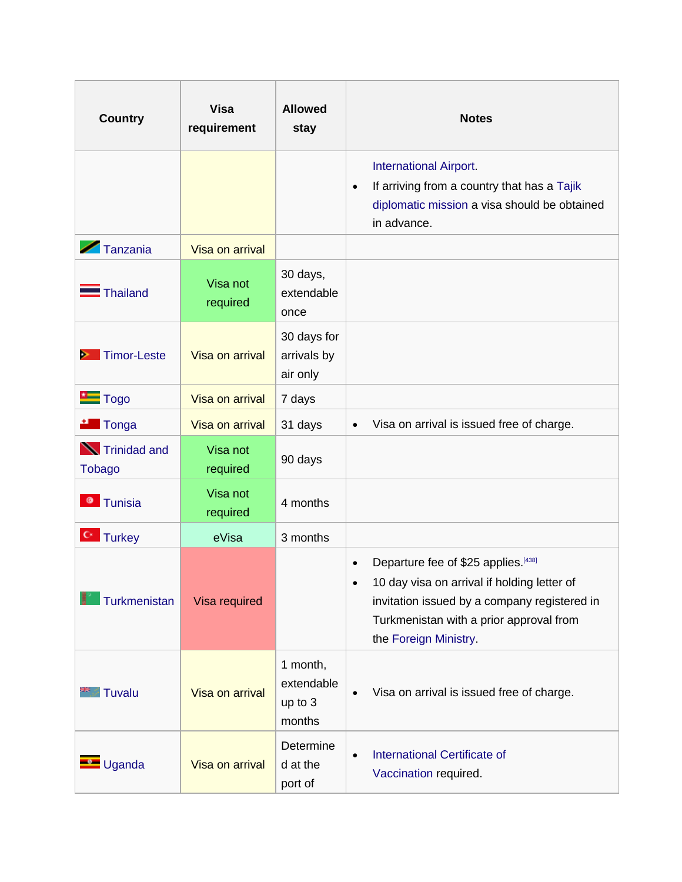| Country | Visa requirement | Allowed stay | Notes |
|---|---|---|---|
| | | | International Airport.<br>• If arriving from a country that has a Tajik diplomatic mission a visa should be obtained in advance. |
| Tanzania | Visa on arrival | | |
| Thailand | Visa not required | 30 days, extendable once | |
| Timor-Leste | Visa on arrival | 30 days for arrivals by air only | |
| Togo | Visa on arrival | 7 days | |
| Tonga | Visa on arrival | 31 days | • Visa on arrival is issued free of charge. |
| Trinidad and Tobago | Visa not required | 90 days | |
| Tunisia | Visa not required | 4 months | |
| Turkey | eVisa | 3 months | |
| Turkmenistan | Visa required | | • Departure fee of $25 applies.[438]<br>• 10 day visa on arrival if holding letter of invitation issued by a company registered in Turkmenistan with a prior approval from the Foreign Ministry. |
| Tuvalu | Visa on arrival | 1 month, extendable up to 3 months | • Visa on arrival is issued free of charge. |
| Uganda | Visa on arrival | Determined at the port of | • International Certificate of Vaccination required. |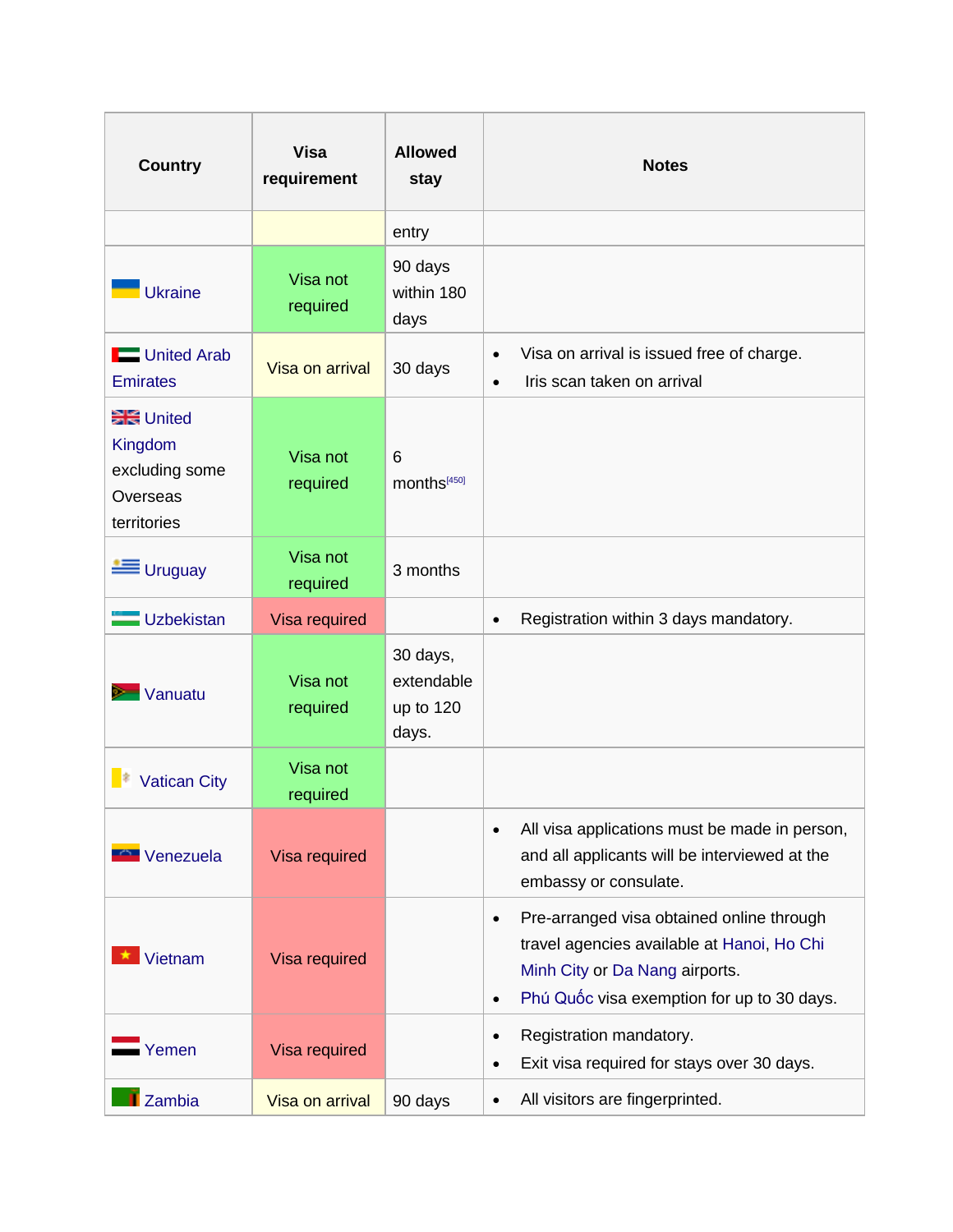| Country | Visa requirement | Allowed stay | Notes |
|---|---|---|---|
| | | entry | |
| Ukraine | Visa not required | 90 days within 180 days | |
| United Arab Emirates | Visa on arrival | 30 days | • Visa on arrival is issued free of charge.<br>• Iris scan taken on arrival |
| United Kingdom excluding some Overseas territories | Visa not required | 6 months[450] | |
| Uruguay | Visa not required | 3 months | |
| Uzbekistan | Visa required | | • Registration within 3 days mandatory. |
| Vanuatu | Visa not required | 30 days, extendable up to 120 days. | |
| Vatican City | Visa not required | | |
| Venezuela | Visa required | | • All visa applications must be made in person, and all applicants will be interviewed at the embassy or consulate. |
| Vietnam | Visa required | | • Pre-arranged visa obtained online through travel agencies available at Hanoi, Ho Chi Minh City or Da Nang airports.<br>• Phú Quốc visa exemption for up to 30 days. |
| Yemen | Visa required | | • Registration mandatory.<br>• Exit visa required for stays over 30 days. |
| Zambia | Visa on arrival | 90 days | • All visitors are fingerprinted. |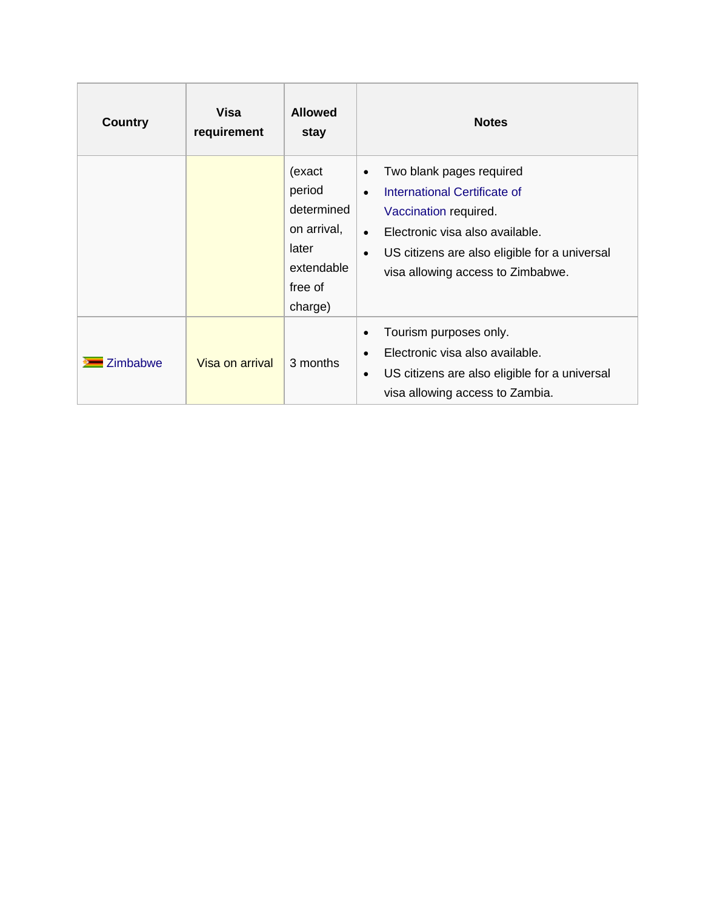| Country | Visa requirement | Allowed stay | Notes |
|---|---|---|---|
| | | (exact period determined on arrival, later extendable free of charge) | • Two blank pages required<br>• International Certificate of Vaccination required.<br>• Electronic visa also available.<br>• US citizens are also eligible for a universal visa allowing access to Zimbabwe. |
| Zimbabwe | Visa on arrival | 3 months | • Tourism purposes only.<br>• Electronic visa also available.<br>• US citizens are also eligible for a universal visa allowing access to Zambia. |